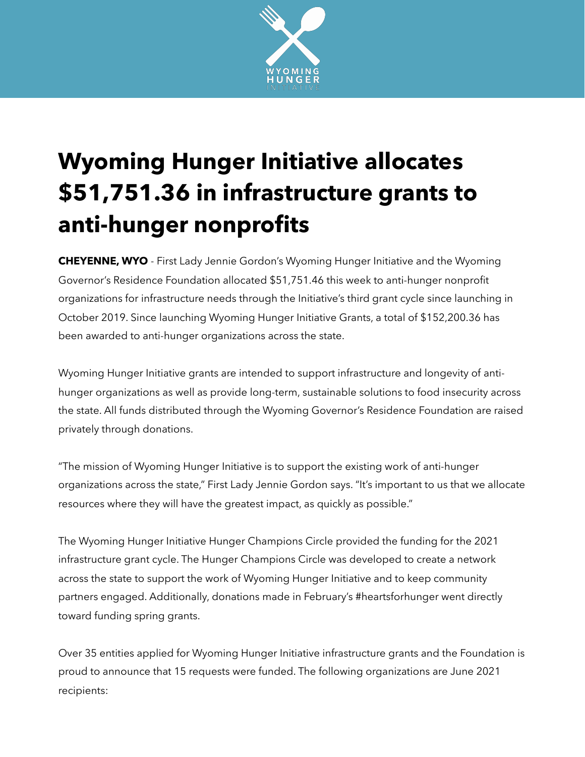WYOMING HUNGER INITIATIVE

# Wyoming Hunger Initiative allocates $51,751.36 in infrastructure grants to anti-hunger nonprofits

**CHEYENNE, WYO** - First Lady Jennie Gordon's Wyoming Hunger Initiative and the Wyoming Governor's Residence Foundation allocated $51,751.46 this week to anti-hunger nonprofit organizations for infrastructure needs through the Initiative's third grant cycle since launching in October 2019. Since launching Wyoming Hunger Initiative Grants, a total of $152,200.36 has been awarded to anti-hunger organizations across the state.

Wyoming Hunger Initiative grants are intended to support infrastructure and longevity of anti-hunger organizations as well as provide long-term, sustainable solutions to food insecurity across the state. All funds distributed through the Wyoming Governor's Residence Foundation are raised privately through donations.

"The mission of Wyoming Hunger Initiative is to support the existing work of anti-hunger organizations across the state," First Lady Jennie Gordon says. "It's important to us that we allocate resources where they will have the greatest impact, as quickly as possible."

The Wyoming Hunger Initiative Hunger Champions Circle provided the funding for the 2021 infrastructure grant cycle. The Hunger Champions Circle was developed to create a network across the state to support the work of Wyoming Hunger Initiative and to keep community partners engaged. Additionally, donations made in February's #heartsforhunger went directly toward funding spring grants.

Over 35 entities applied for Wyoming Hunger Initiative infrastructure grants and the Foundation is proud to announce that 15 requests were funded. The following organizations are June 2021 recipients: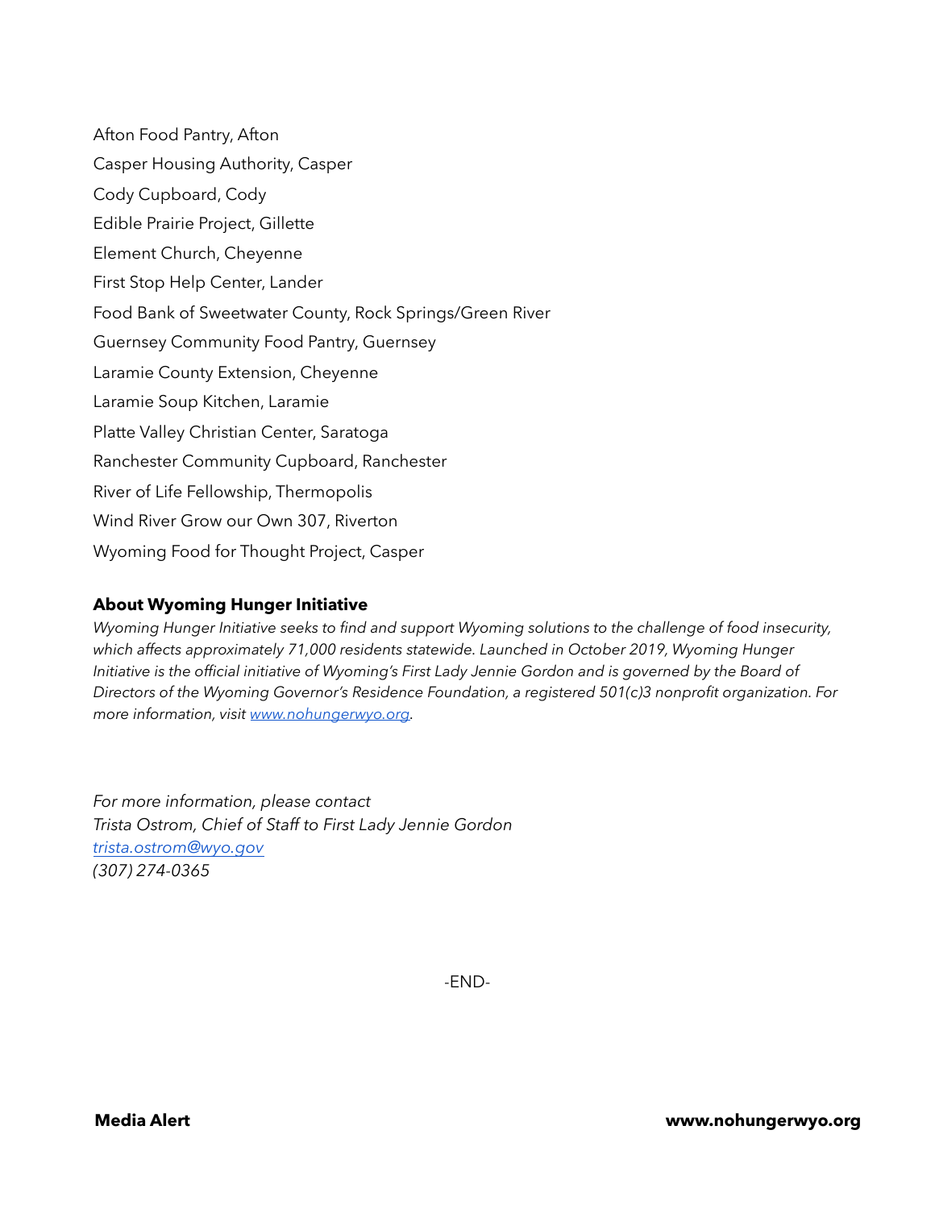Afton Food Pantry, Afton

Casper Housing Authority, Casper

Cody Cupboard, Cody

Edible Prairie Project, Gillette

Element Church, Cheyenne

First Stop Help Center, Lander

Food Bank of Sweetwater County, Rock Springs/Green River

Guernsey Community Food Pantry, Guernsey

Laramie County Extension, Cheyenne

Laramie Soup Kitchen, Laramie

Platte Valley Christian Center, Saratoga

Ranchester Community Cupboard, Ranchester

River of Life Fellowship, Thermopolis

Wind River Grow our Own 307, Riverton

Wyoming Food for Thought Project, Casper

**About Wyoming Hunger Initiative**

*Wyoming Hunger Initiative seeks to find and support Wyoming solutions to the challenge of food insecurity, which affects approximately 71,000 residents statewide. Launched in October 2019, Wyoming Hunger Initiative is the official initiative of Wyoming's First Lady Jennie Gordon and is governed by the Board of Directors of the Wyoming Governor's Residence Foundation, a registered 501(c)3 nonprofit organization. For more information, visit [www.nohungerwyo.org](http://www.nohungerwyo.org).*

*For more information, please contact*
*Trista Ostrom, Chief of Staff to First Lady Jennie Gordon*
*[trista.ostrom@wyo.gov](mailto:trista.ostrom@wyo.gov)*
*(307) 274-0365*

-END-